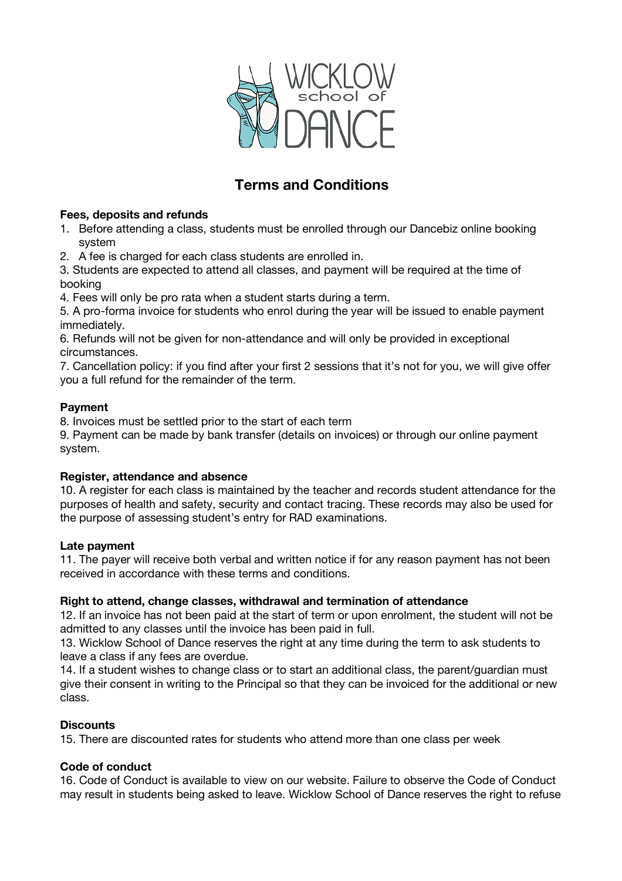# Terms and Conditions

**Fees, deposits and refunds**

1. Before attending a class, students must be enrolled through our Dancebiz online booking system
2. A fee is charged for each class students are enrolled in.
3. Students are expected to attend all classes, and payment will be required at the time of booking
4. Fees will only be pro rata when a student starts during a term.
5. A pro-forma invoice for students who enrol during the year will be issued to enable payment immediately.
6. Refunds will not be given for non-attendance and will only be provided in exceptional circumstances.
7. Cancellation policy: if you find after your first 2 sessions that it's not for you, we will give offer you a full refund for the remainder of the term.

**Payment**

8. Invoices must be settled prior to the start of each term
9. Payment can be made by bank transfer (details on invoices) or through our online payment system.

**Register, attendance and absence**

10. A register for each class is maintained by the teacher and records student attendance for the purposes of health and safety, security and contact tracing. These records may also be used for the purpose of assessing student's entry for RAD examinations.

**Late payment**

11. The payer will receive both verbal and written notice if for any reason payment has not been received in accordance with these terms and conditions.

**Right to attend, change classes, withdrawal and termination of attendance**

12. If an invoice has not been paid at the start of term or upon enrolment, the student will not be admitted to any classes until the invoice has been paid in full.
13. Wicklow School of Dance reserves the right at any time during the term to ask students to leave a class if any fees are overdue.
14. If a student wishes to change class or to start an additional class, the parent/guardian must give their consent in writing to the Principal so that they can be invoiced for the additional or new class.

**Discounts**

15. There are discounted rates for students who attend more than one class per week

**Code of conduct**

16. Code of Conduct is available to view on our website. Failure to observe the Code of Conduct may result in students being asked to leave. Wicklow School of Dance reserves the right to refuse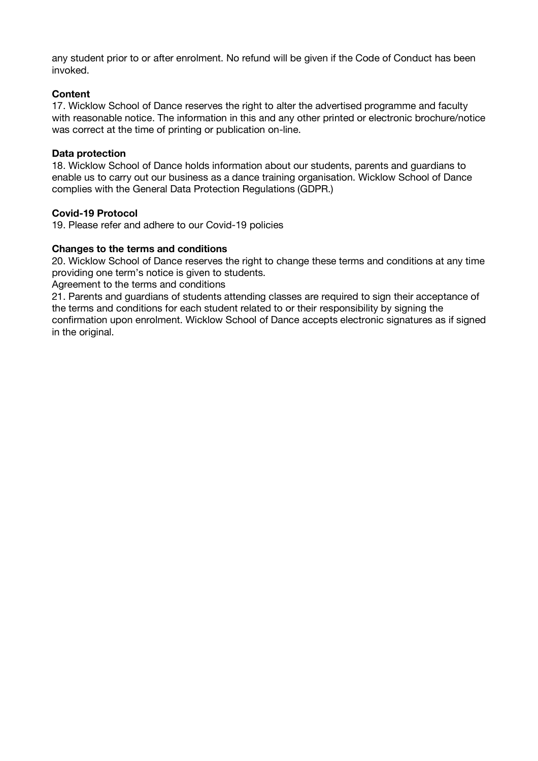any student prior to or after enrolment. No refund will be given if the Code of Conduct has been invoked.

**Content**

17. Wicklow School of Dance reserves the right to alter the advertised programme and faculty with reasonable notice. The information in this and any other printed or electronic brochure/notice was correct at the time of printing or publication on-line.

**Data protection**

18. Wicklow School of Dance holds information about our students, parents and guardians to enable us to carry out our business as a dance training organisation. Wicklow School of Dance complies with the General Data Protection Regulations (GDPR.)

**Covid-19 Protocol**

19. Please refer and adhere to our Covid-19 policies

**Changes to the terms and conditions**

20. Wicklow School of Dance reserves the right to change these terms and conditions at any time providing one term's notice is given to students.

Agreement to the terms and conditions

21. Parents and guardians of students attending classes are required to sign their acceptance of the terms and conditions for each student related to or their responsibility by signing the confirmation upon enrolment. Wicklow School of Dance accepts electronic signatures as if signed in the original.